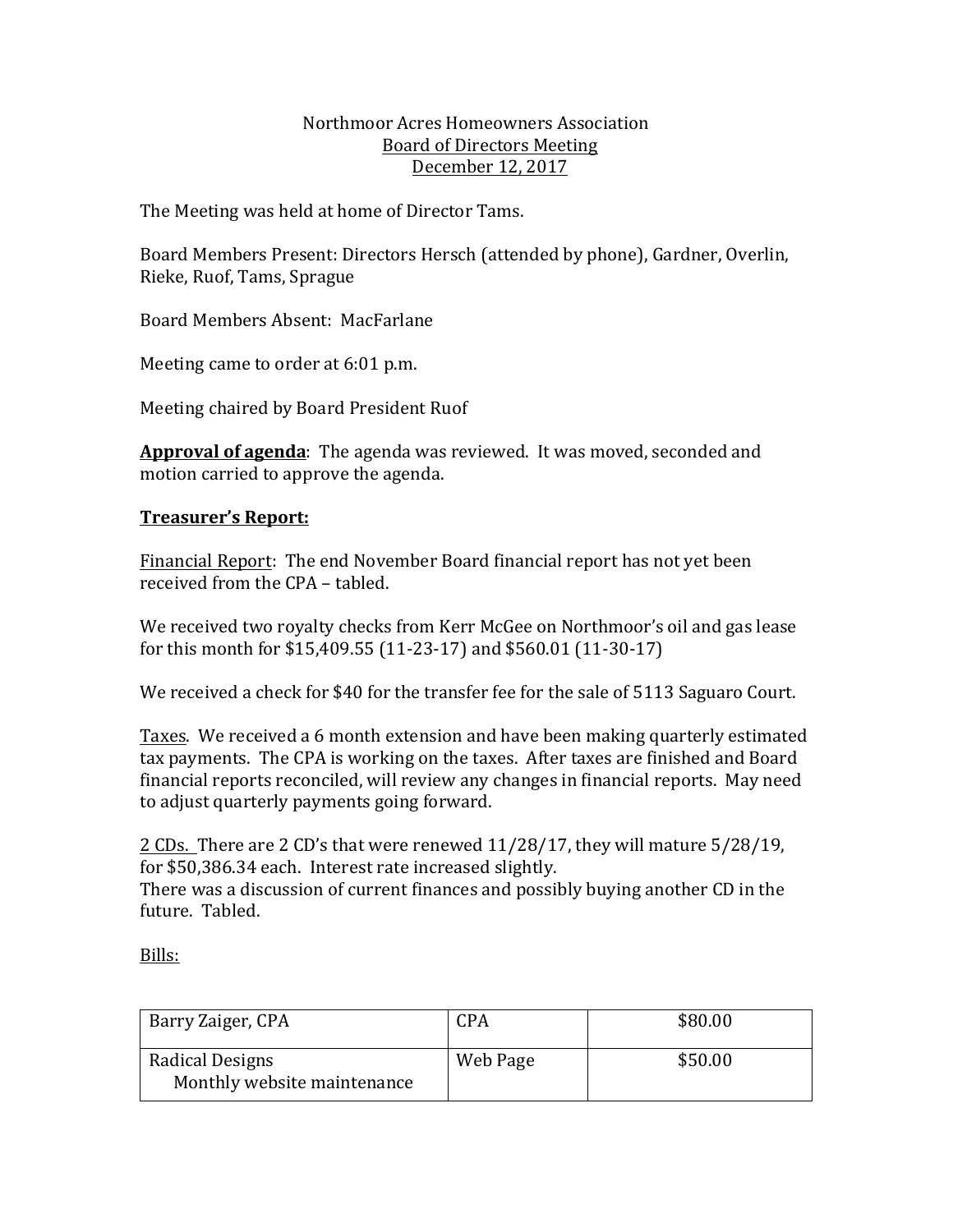# Northmoor Acres Homeowners Association

## Board of Directors Meeting

## December 12, 2017

The Meeting was held at home of Director Tams.

Board Members Present: Directors Hersch (attended by phone), Gardner, Overlin, Rieke, Ruof, Tams, Sprague

Board Members Absent: MacFarlane

Meeting came to order at 6:01 p.m.

Meeting chaired by Board President Ruof

**Approval of agenda**: The agenda was reviewed. It was moved, seconded and motion carried to approve the agenda.

**Treasurer's Report:**

Financial Report: The end November Board financial report has not yet been received from the CPA – tabled.

We received two royalty checks from Kerr McGee on Northmoor's oil and gas lease for this month for $15,409.55 (11-23-17) and $560.01 (11-30-17)

We received a check for $40 for the transfer fee for the sale of 5113 Saguaro Court.

Taxes. We received a 6 month extension and have been making quarterly estimated tax payments. The CPA is working on the taxes. After taxes are finished and Board financial reports reconciled, will review any changes in financial reports. May need to adjust quarterly payments going forward.

2 CDs. There are 2 CD's that were renewed 11/28/17, they will mature 5/28/19, for $50,386.34 each. Interest rate increased slightly.
There was a discussion of current finances and possibly buying another CD in the future. Tabled.

Bills:

| | | |
|---|---|---|
| Barry Zaiger, CPA | CPA | $80.00 |
| Radical Designs<br>Monthly website maintenance | Web Page | $50.00 |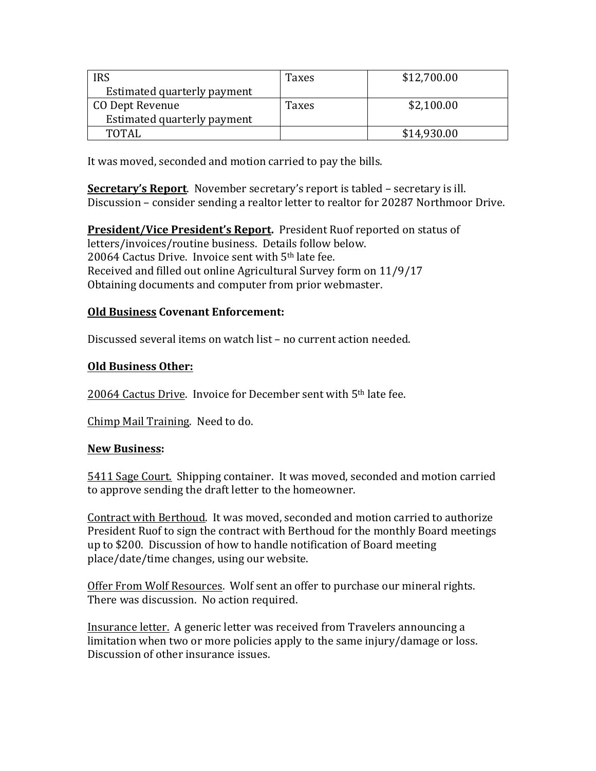| | | |
|---|---|---|
| IRS<br>Estimated quarterly payment | Taxes | $12,700.00 |
| CO Dept Revenue<br>Estimated quarterly payment | Taxes | $2,100.00 |
| TOTAL | | $14,930.00 |

It was moved, seconded and motion carried to pay the bills.

**Secretary's Report**. November secretary's report is tabled – secretary is ill. Discussion – consider sending a realtor letter to realtor for 20287 Northmoor Drive.

**President/Vice President's Report.** President Ruof reported on status of letters/invoices/routine business. Details follow below.
20064 Cactus Drive. Invoice sent with 5th late fee.
Received and filled out online Agricultural Survey form on 11/9/17
Obtaining documents and computer from prior webmaster.

**Old Business Covenant Enforcement:**

Discussed several items on watch list – no current action needed.

**Old Business Other:**

20064 Cactus Drive. Invoice for December sent with 5th late fee.

Chimp Mail Training. Need to do.

**New Business:**

5411 Sage Court. Shipping container. It was moved, seconded and motion carried to approve sending the draft letter to the homeowner.

Contract with Berthoud. It was moved, seconded and motion carried to authorize President Ruof to sign the contract with Berthoud for the monthly Board meetings up to $200. Discussion of how to handle notification of Board meeting place/date/time changes, using our website.

Offer From Wolf Resources. Wolf sent an offer to purchase our mineral rights. There was discussion. No action required.

Insurance letter. A generic letter was received from Travelers announcing a limitation when two or more policies apply to the same injury/damage or loss. Discussion of other insurance issues.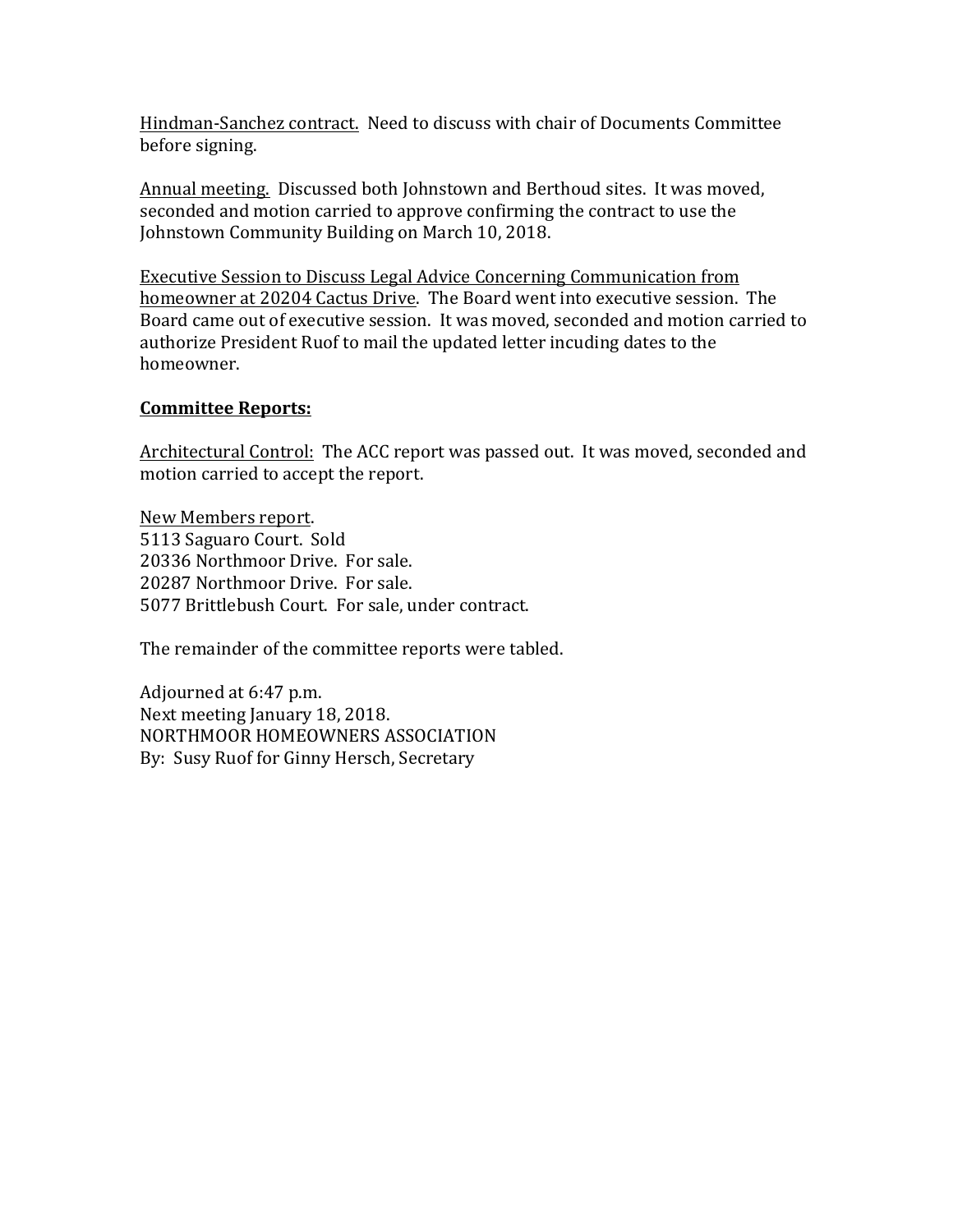Hindman-Sanchez contract. Need to discuss with chair of Documents Committee before signing.

Annual meeting. Discussed both Johnstown and Berthoud sites. It was moved, seconded and motion carried to approve confirming the contract to use the Johnstown Community Building on March 10, 2018.

Executive Session to Discuss Legal Advice Concerning Communication from homeowner at 20204 Cactus Drive. The Board went into executive session. The Board came out of executive session. It was moved, seconded and motion carried to authorize President Ruof to mail the updated letter incuding dates to the homeowner.

**Committee Reports:**

Architectural Control: The ACC report was passed out. It was moved, seconded and motion carried to accept the report.

New Members report.
5113 Saguaro Court. Sold
20336 Northmoor Drive. For sale.
20287 Northmoor Drive. For sale.
5077 Brittlebush Court. For sale, under contract.

The remainder of the committee reports were tabled.

Adjourned at 6:47 p.m.
Next meeting January 18, 2018.
NORTHMOOR HOMEOWNERS ASSOCIATION
By: Susy Ruof for Ginny Hersch, Secretary